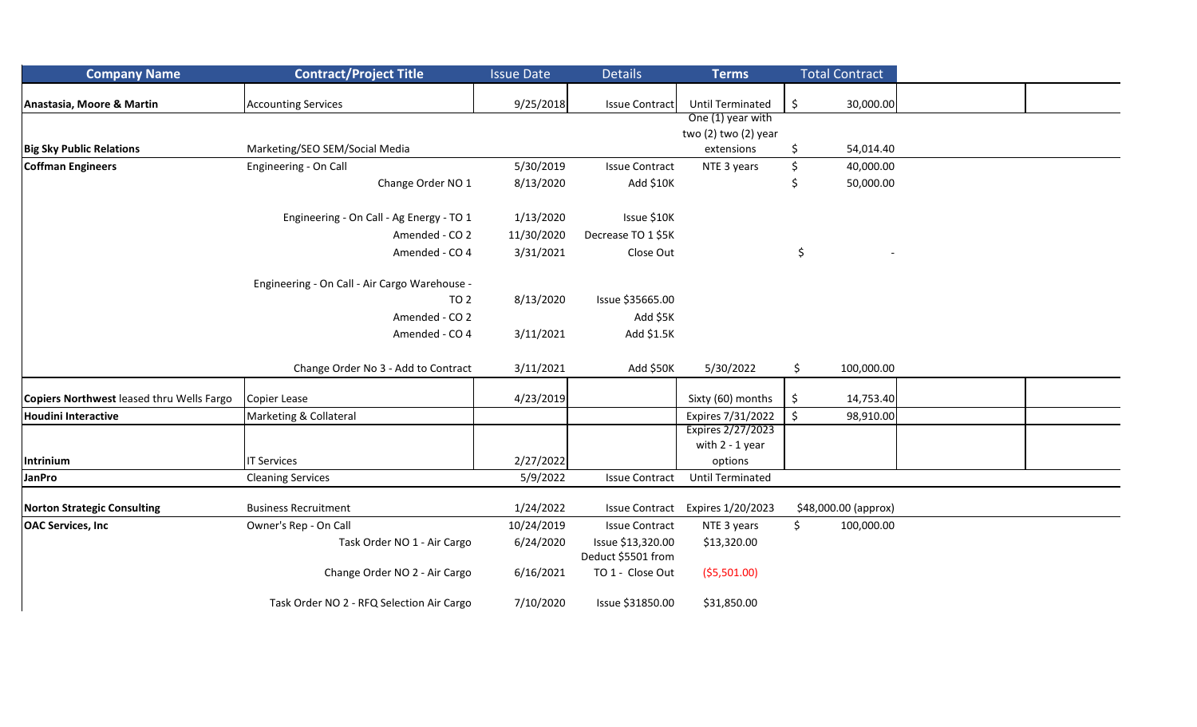| Company Name | Contract/Project Title | Issue Date | Details | Terms | Total Contract |
|---|---|---|---|---|---|
| **Anastasia, Moore & Martin** | Accounting Services | 9/25/2018 | Issue Contract | Until Terminated | $ 30,000.00 |
| **Big Sky Public Relations** | Marketing/SEO SEM/Social Media | | | One (1) year with two (2) two (2) year extensions | $ 54,014.40 |
| **Coffman Engineers** | Engineering - On Call | 5/30/2019 | Issue Contract | NTE 3 years | $ 40,000.00 |
| | Change Order NO 1 | 8/13/2020 | Add $10K | | $ 50,000.00 |
| | Engineering - On Call - Ag Energy - TO 1 | 1/13/2020 | Issue $10K | | |
| | Amended - CO 2 | 11/30/2020 | Decrease TO 1 $5K | | |
| | Amended - CO 4 | 3/31/2021 | Close Out | | $ - |
| | Engineering - On Call - Air Cargo Warehouse - TO 2 | 8/13/2020 | Issue $35665.00 | | |
| | Amended - CO 2 | | Add $5K | | |
| | Amended - CO 4 | 3/11/2021 | Add $1.5K | | |
| | Change Order No 3 - Add to Contract | 3/11/2021 | Add $50K | 5/30/2022 | $ 100,000.00 |
| **Copiers Northwest** leased thru Wells Fargo | Copier Lease | 4/23/2019 | | Sixty (60) months | $ 14,753.40 |
| **Houdini Interactive** | Marketing & Collateral | | | Expires 7/31/2022 | $ 98,910.00 |
| **Intrinium** | IT Services | 2/27/2022 | | Expires 2/27/2023 with 2 - 1 year options | |
| **JanPro** | Cleaning Services | 5/9/2022 | Issue Contract | Until Terminated | |
| **Norton Strategic Consulting** | Business Recruitment | 1/24/2022 | Issue Contract | Expires 1/20/2023 | $48,000.00 (approx) |
| **OAC Services, Inc** | Owner's Rep - On Call | 10/24/2019 | Issue Contract | NTE 3 years | $ 100,000.00 |
| | Task Order NO 1 - Air Cargo | 6/24/2020 | Issue $13,320.00 | $13,320.00 | |
| | Change Order NO 2 - Air Cargo | 6/16/2021 | Deduct $5501 from TO 1 - Close Out | ($5,501.00) | |
| | Task Order NO 2 - RFQ Selection Air Cargo | 7/10/2020 | Issue $31850.00 | $31,850.00 | |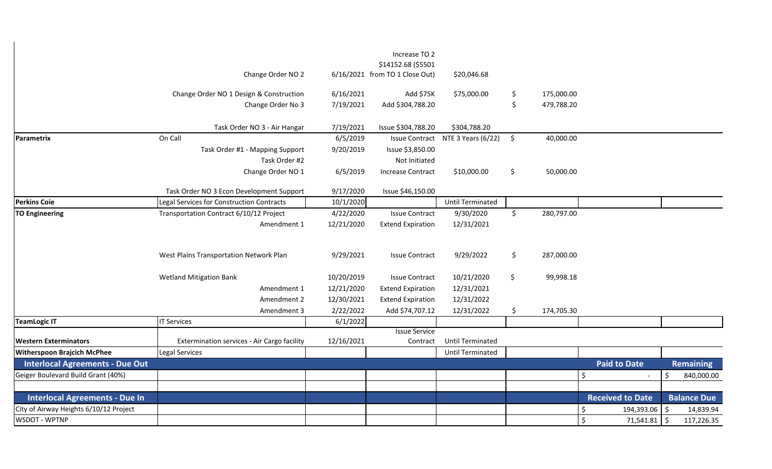| | | | | | | | |
|---|---|---|---|---|---|---|---|
| | Change Order NO 2 | 6/16/2021 | Increase TO 2 $14152.68 ($5501 from TO 1 Close Out) | $20,046.68 | | | |
| | Change Order NO 1 Design & Construction | 6/16/2021 | Add $75K | $75,000.00 | $ 175,000.00 | | |
| | Change Order No 3 | 7/19/2021 | Add $304,788.20 | | $ 479,788.20 | | |
| | Task Order NO 3 - Air Hangar | 7/19/2021 | Issue $304,788.20 | $304,788.20 | | | |
| **Parametrix** | On Call | 6/5/2019 | Issue Contract | NTE 3 Years (6/22) | $ 40,000.00 | | |
| | Task Order #1 - Mapping Support | 9/20/2019 | Issue $3,850.00 | | | | |
| | Task Order #2 | | Not Initiated | | | | |
| | Change Order NO 1 | 6/5/2019 | Increase Contract | $10,000.00 | $ 50,000.00 | | |
| | Task Order NO 3 Econ Development Support | 9/17/2020 | Issue $46,150.00 | | | | |
| **Perkins Coie** | Legal Services for Construction Contracts | 10/1/2020 | | Until Terminated | | | |
| **TO Engineering** | Transportation Contract 6/10/12 Project | 4/22/2020 | Issue Contract | 9/30/2020 | $ 280,797.00 | | |
| | Amendment 1 | 12/21/2020 | Extend Expiration | 12/31/2021 | | | |
| | West Plains Transportation Network Plan | 9/29/2021 | Issue Contract | 9/29/2022 | $ 287,000.00 | | |
| | Wetland Mitigation Bank | 10/20/2019 | Issue Contract | 10/21/2020 | $ 99,998.18 | | |
| | Amendment 1 | 12/21/2020 | Extend Expiration | 12/31/2021 | | | |
| | Amendment 2 | 12/30/2021 | Extend Expiration | 12/31/2022 | | | |
| | Amendment 3 | 2/22/2022 | Add $74,707.12 | 12/31/2022 | $ 174,705.30 | | |
| **TeamLogic IT** | IT Services | 6/1/2022 | | | | | |
| **Western Exterminators** | Extermination services - Air Cargo facility | 12/16/2021 | Issue Service Contract | Until Terminated | | | |
| **Witherspoon Brajcich McPhee** | Legal Services | | | Until Terminated | | | |
| **Interlocal Agreements - Due Out** | | | | | | **Paid to Date** | **Remaining** |
| Geiger Boulevard Build Grant (40%) | | | | | | $ - | $ 840,000.00 |
| | | | | | | | |
| **Interlocal Agreements - Due In** | | | | | | **Received to Date** | **Balance Due** |
| City of Airway Heights 6/10/12 Project | | | | | | $ 194,393.06 | $ 14,839.94 |
| WSDOT - WPTNP | | | | | | $ 71,541.81 | $ 117,226.35 |